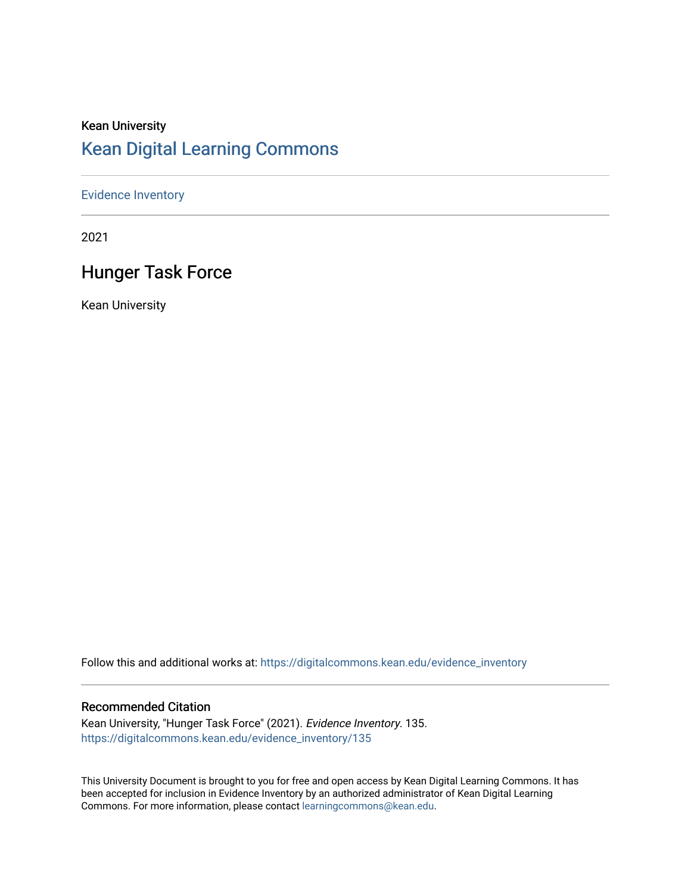Kean University

# Kean Digital Learning Commons

Evidence Inventory

2021

## Hunger Task Force

Kean University

Follow this and additional works at: https://digitalcommons.kean.edu/evidence_inventory

### Recommended Citation

Kean University, "Hunger Task Force" (2021). *Evidence Inventory*. 135.
https://digitalcommons.kean.edu/evidence_inventory/135

This University Document is brought to you for free and open access by Kean Digital Learning Commons. It has been accepted for inclusion in Evidence Inventory by an authorized administrator of Kean Digital Learning Commons. For more information, please contact learningcommons@kean.edu.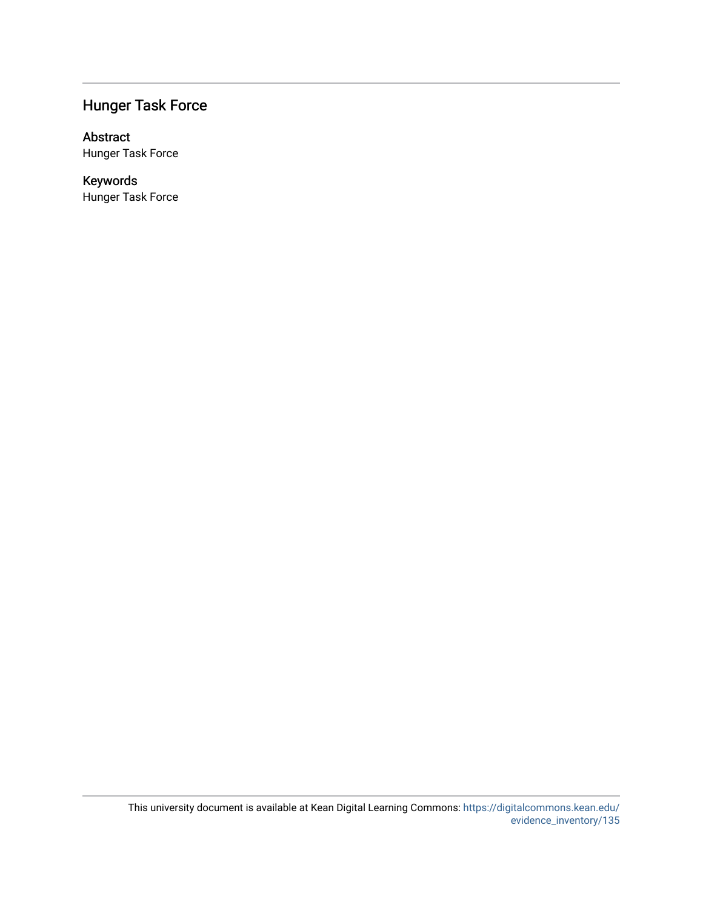# Hunger Task Force

## Abstract

Hunger Task Force

## Keywords

Hunger Task Force

This university document is available at Kean Digital Learning Commons: https://digitalcommons.kean.edu/evidence_inventory/135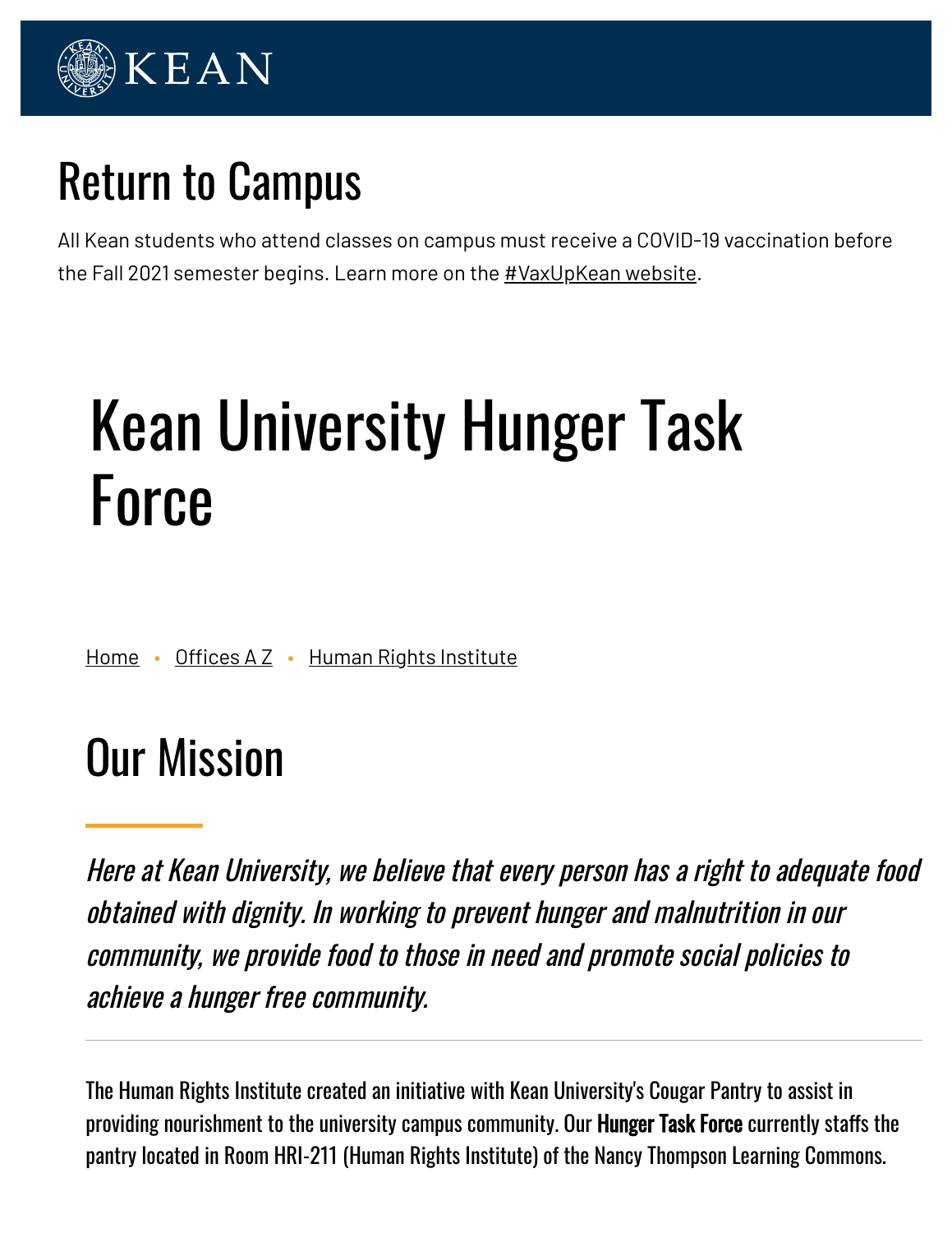KEAN

# Return to Campus

All Kean students who attend classes on campus must receive a COVID-19 vaccination before the Fall 2021 semester begins. Learn more on the #VaxUpKean website.

# Kean University Hunger Task Force

Home • Offices A Z • Human Rights Institute

## Our Mission

*Here at Kean University, we believe that every person has a right to adequate food obtained with dignity. In working to prevent hunger and malnutrition in our community, we provide food to those in need and promote social policies to achieve a hunger free community.*

---

The Human Rights Institute created an initiative with Kean University's Cougar Pantry to assist in providing nourishment to the university campus community. Our **Hunger Task Force** currently staffs the pantry located in Room HRI-211 (Human Rights Institute) of the Nancy Thompson Learning Commons.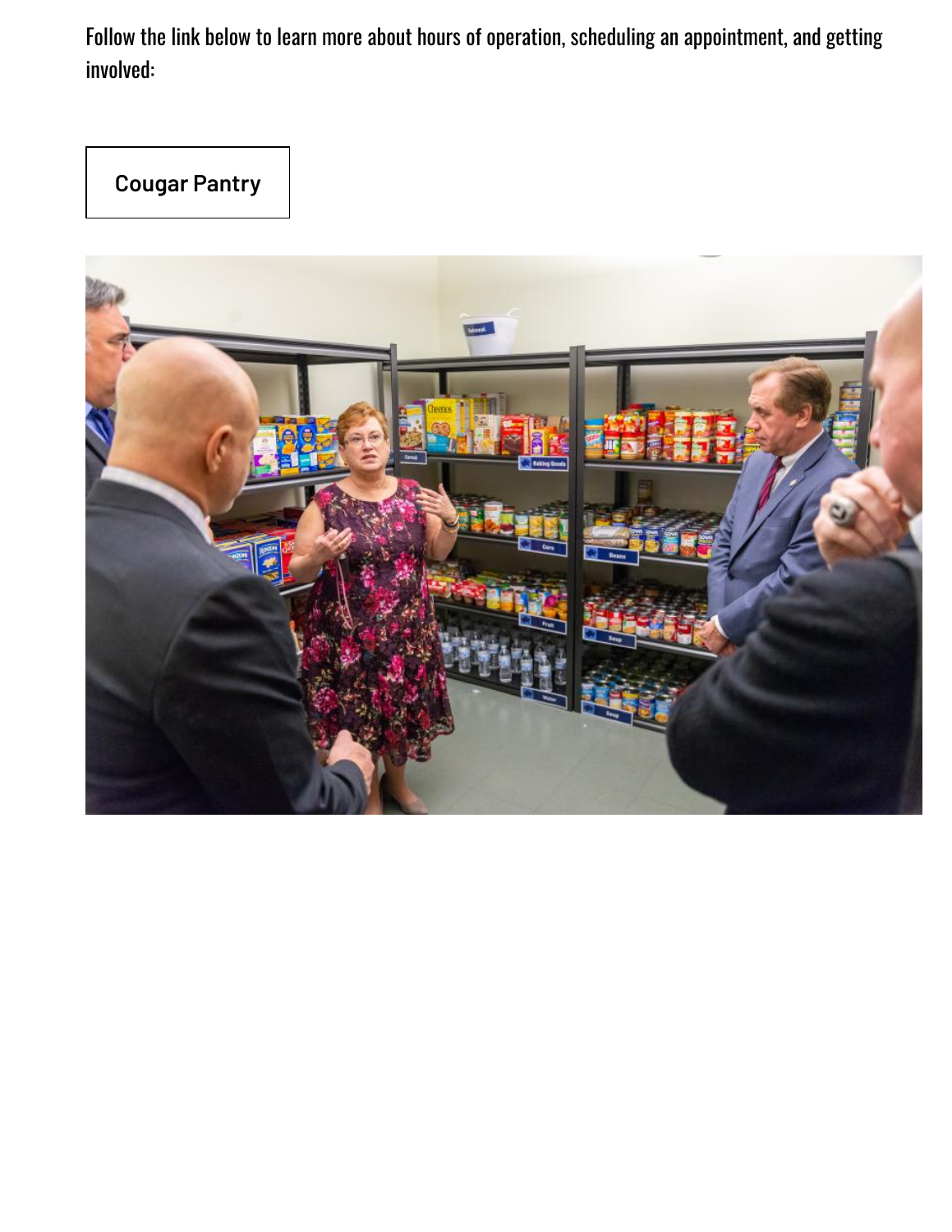Follow the link below to learn more about hours of operation, scheduling an appointment, and getting involved:

Cougar Pantry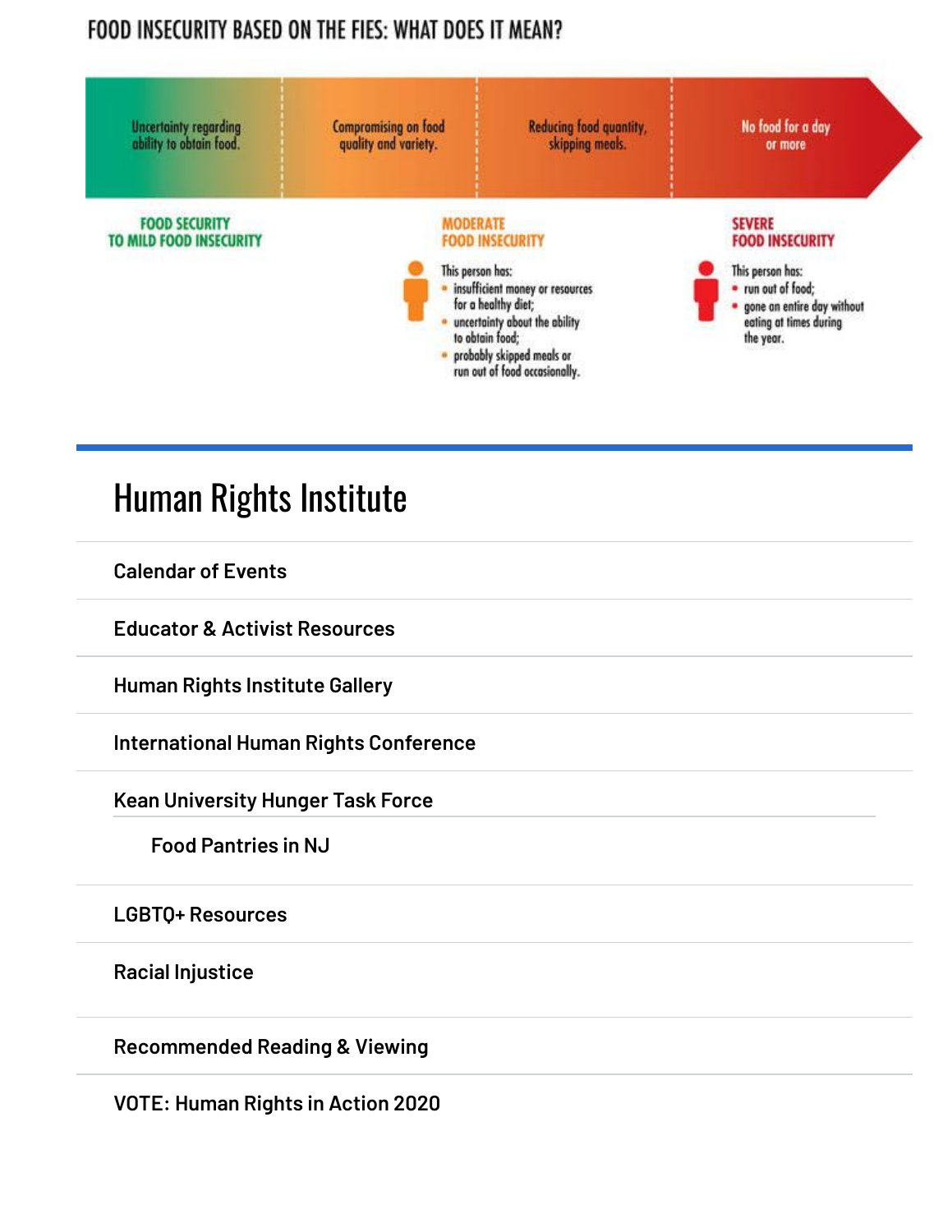FOOD INSECURITY BASED ON THE FIES: WHAT DOES IT MEAN?

Uncertainty regarding ability to obtain food.

Compromising on food quality and variety.

Reducing food quantity, skipping meals.

No food for a day or more

FOOD SECURITY TO MILD FOOD INSECURITY

MODERATE FOOD INSECURITY

This person has:
- insufficient money or resources for a healthy diet;
- uncertainty about the ability to obtain food;
- probably skipped meals or run out of food occasionally.

SEVERE FOOD INSECURITY

This person has:
- run out of food;
- gone an entire day without eating at times during the year.

# Human Rights Institute

- Calendar of Events
- Educator & Activist Resources
- Human Rights Institute Gallery
- International Human Rights Conference
- Kean University Hunger Task Force
  - Food Pantries in NJ
- LGBTQ+ Resources
- Racial Injustice
- Recommended Reading & Viewing
- VOTE: Human Rights in Action 2020